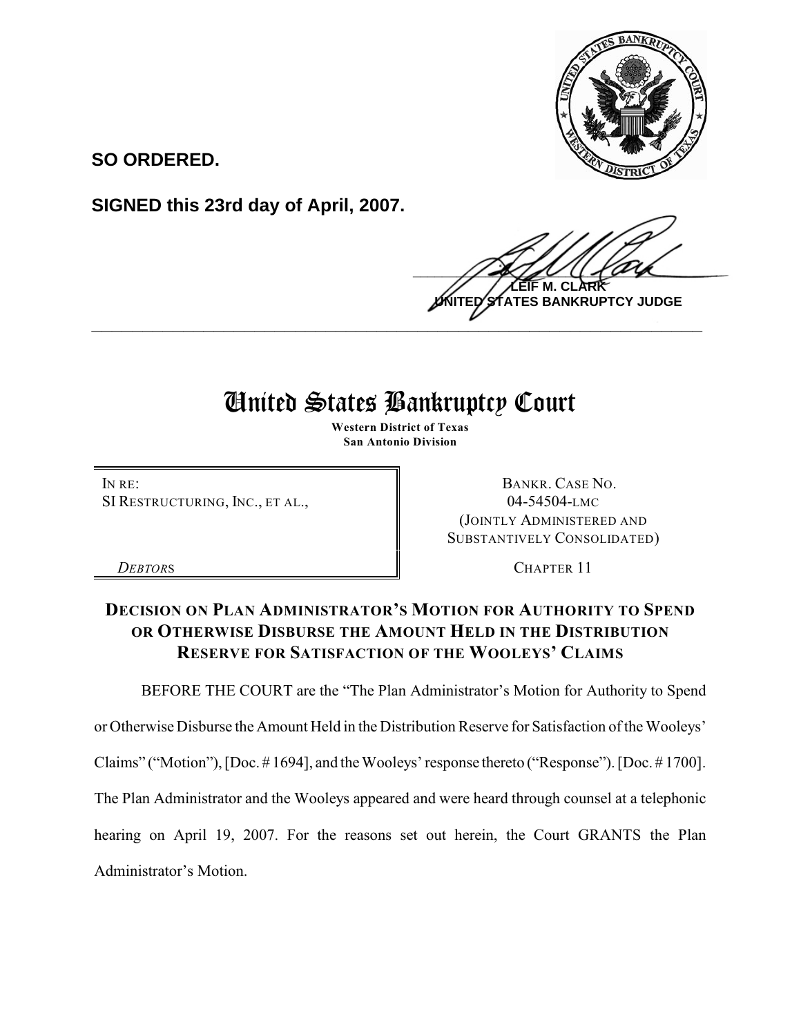**SO ORDERED.**

**SIGNED this 23rd day of April, 2007.**

**LEIF M. CLARK**
**UNITED STATES BANKRUPTCY JUDGE**

---

# United States Bankruptcy Court

**Western District of Texas**
**San Antonio Division**

| | |
|---|---|
| IN RE:<br>SI RESTRUCTURING, INC., ET AL.,<br><br>*DEBTORS* | BANKR. CASE NO.<br>04-54504-LMC<br>(JOINTLY ADMINISTERED AND SUBSTANTIVELY CONSOLIDATED)<br><br>CHAPTER 11 |

## DECISION ON PLAN ADMINISTRATOR'S MOTION FOR AUTHORITY TO SPEND OR OTHERWISE DISBURSE THE AMOUNT HELD IN THE DISTRIBUTION RESERVE FOR SATISFACTION OF THE WOOLEYS' CLAIMS

BEFORE THE COURT are the "The Plan Administrator's Motion for Authority to Spend or Otherwise Disburse the Amount Held in the Distribution Reserve for Satisfaction of the Wooleys' Claims" ("Motion"), [Doc. # 1694], and the Wooleys' response thereto ("Response"). [Doc. # 1700]. The Plan Administrator and the Wooleys appeared and were heard through counsel at a telephonic hearing on April 19, 2007. For the reasons set out herein, the Court GRANTS the Plan Administrator's Motion.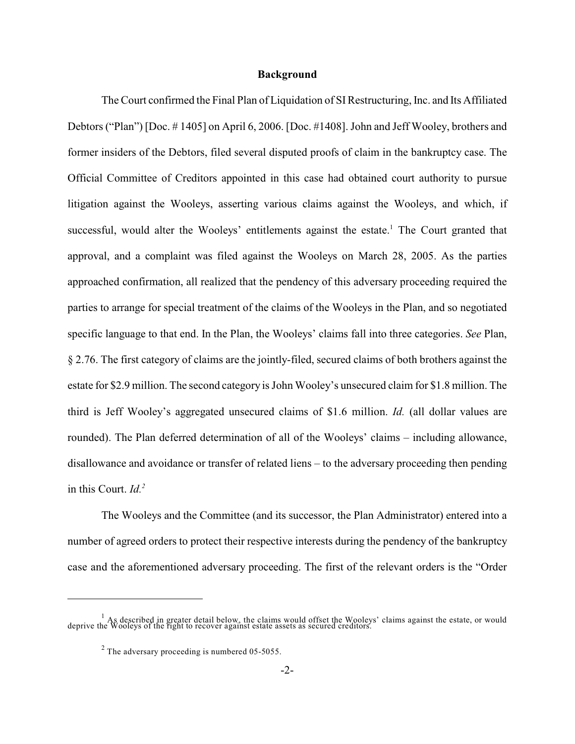## Background

The Court confirmed the Final Plan of Liquidation of SI Restructuring, Inc. and Its Affiliated Debtors ("Plan") [Doc. # 1405] on April 6, 2006. [Doc. #1408]. John and Jeff Wooley, brothers and former insiders of the Debtors, filed several disputed proofs of claim in the bankruptcy case. The Official Committee of Creditors appointed in this case had obtained court authority to pursue litigation against the Wooleys, asserting various claims against the Wooleys, and which, if successful, would alter the Wooleys' entitlements against the estate.[1] The Court granted that approval, and a complaint was filed against the Wooleys on March 28, 2005. As the parties approached confirmation, all realized that the pendency of this adversary proceeding required the parties to arrange for special treatment of the claims of the Wooleys in the Plan, and so negotiated specific language to that end. In the Plan, the Wooleys' claims fall into three categories. *See* Plan, § 2.76. The first category of claims are the jointly-filed, secured claims of both brothers against the estate for $2.9 million. The second category is John Wooley's unsecured claim for $1.8 million. The third is Jeff Wooley's aggregated unsecured claims of $1.6 million. *Id.* (all dollar values are rounded). The Plan deferred determination of all of the Wooleys' claims – including allowance, disallowance and avoidance or transfer of related liens – to the adversary proceeding then pending in this Court. *Id.*[2]

The Wooleys and the Committee (and its successor, the Plan Administrator) entered into a number of agreed orders to protect their respective interests during the pendency of the bankruptcy case and the aforementioned adversary proceeding. The first of the relevant orders is the "Order

---

[1] As described in greater detail below, the claims would offset the Wooleys' claims against the estate, or would deprive the Wooleys of the right to recover against estate assets as secured creditors.

[2] The adversary proceeding is numbered 05-5055.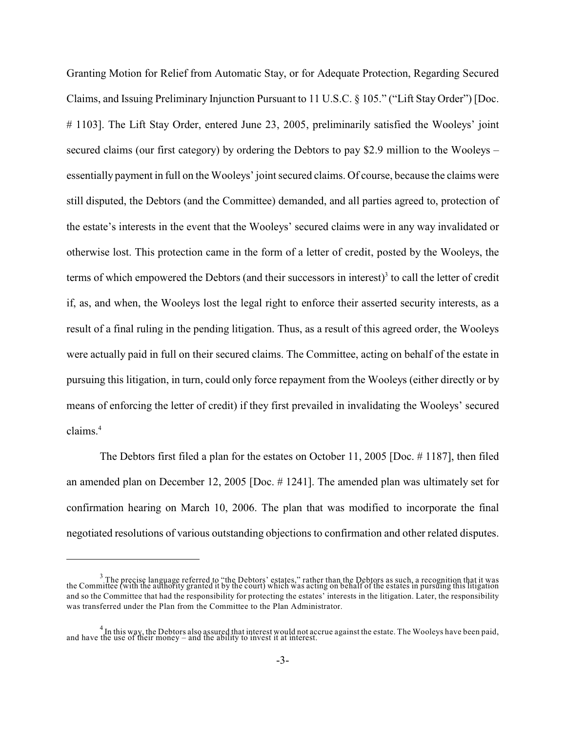Granting Motion for Relief from Automatic Stay, or for Adequate Protection, Regarding Secured Claims, and Issuing Preliminary Injunction Pursuant to 11 U.S.C. § 105." ("Lift Stay Order") [Doc. # 1103]. The Lift Stay Order, entered June 23, 2005, preliminarily satisfied the Wooleys' joint secured claims (our first category) by ordering the Debtors to pay $2.9 million to the Wooleys – essentially payment in full on the Wooleys' joint secured claims. Of course, because the claims were still disputed, the Debtors (and the Committee) demanded, and all parties agreed to, protection of the estate's interests in the event that the Wooleys' secured claims were in any way invalidated or otherwise lost. This protection came in the form of a letter of credit, posted by the Wooleys, the terms of which empowered the Debtors (and their successors in interest)[3] to call the letter of credit if, as, and when, the Wooleys lost the legal right to enforce their asserted security interests, as a result of a final ruling in the pending litigation. Thus, as a result of this agreed order, the Wooleys were actually paid in full on their secured claims. The Committee, acting on behalf of the estate in pursuing this litigation, in turn, could only force repayment from the Wooleys (either directly or by means of enforcing the letter of credit) if they first prevailed in invalidating the Wooleys' secured claims.[4]

The Debtors first filed a plan for the estates on October 11, 2005 [Doc. # 1187], then filed an amended plan on December 12, 2005 [Doc. # 1241]. The amended plan was ultimately set for confirmation hearing on March 10, 2006. The plan that was modified to incorporate the final negotiated resolutions of various outstanding objections to confirmation and other related disputes.

---

[3] The precise language referred to "the Debtors' estates," rather than the Debtors as such, a recognition that it was the Committee (with the authority granted it by the court) which was acting on behalf of the estates in pursuing this litigation and so the Committee that had the responsibility for protecting the estates' interests in the litigation. Later, the responsibility was transferred under the Plan from the Committee to the Plan Administrator.

[4] In this way, the Debtors also assured that interest would not accrue against the estate. The Wooleys have been paid, and have the use of their money – and the ability to invest it at interest.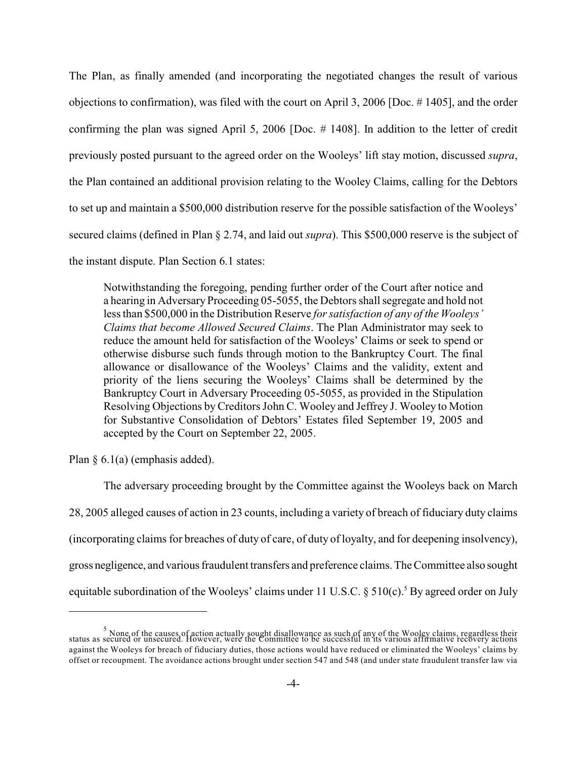The Plan, as finally amended (and incorporating the negotiated changes the result of various objections to confirmation), was filed with the court on April 3, 2006 [Doc. # 1405], and the order confirming the plan was signed April 5, 2006 [Doc. # 1408]. In addition to the letter of credit previously posted pursuant to the agreed order on the Wooleys' lift stay motion, discussed *supra*, the Plan contained an additional provision relating to the Wooley Claims, calling for the Debtors to set up and maintain a $500,000 distribution reserve for the possible satisfaction of the Wooleys' secured claims (defined in Plan § 2.74, and laid out *supra*). This $500,000 reserve is the subject of the instant dispute. Plan Section 6.1 states:

> Notwithstanding the foregoing, pending further order of the Court after notice and a hearing in Adversary Proceeding 05-5055, the Debtors shall segregate and hold not less than $500,000 in the Distribution Reserve *for satisfaction of any of the Wooleys' Claims that become Allowed Secured Claims*. The Plan Administrator may seek to reduce the amount held for satisfaction of the Wooleys' Claims or seek to spend or otherwise disburse such funds through motion to the Bankruptcy Court. The final allowance or disallowance of the Wooleys' Claims and the validity, extent and priority of the liens securing the Wooleys' Claims shall be determined by the Bankruptcy Court in Adversary Proceeding 05-5055, as provided in the Stipulation Resolving Objections by Creditors John C. Wooley and Jeffrey J. Wooley to Motion for Substantive Consolidation of Debtors' Estates filed September 19, 2005 and accepted by the Court on September 22, 2005.

Plan § 6.1(a) (emphasis added).

The adversary proceeding brought by the Committee against the Wooleys back on March 28, 2005 alleged causes of action in 23 counts, including a variety of breach of fiduciary duty claims (incorporating claims for breaches of duty of care, of duty of loyalty, and for deepening insolvency), gross negligence, and various fraudulent transfers and preference claims. The Committee also sought equitable subordination of the Wooleys' claims under 11 U.S.C. § 510(c).[5] By agreed order on July

[5] None of the causes of action actually sought disallowance as such of any of the Wooley claims, regardless their status as secured or unsecured. However, were the Committee to be successful in its various affirmative recovery actions against the Wooleys for breach of fiduciary duties, those actions would have reduced or eliminated the Wooleys' claims by offset or recoupment. The avoidance actions brought under section 547 and 548 (and under state fraudulent transfer law via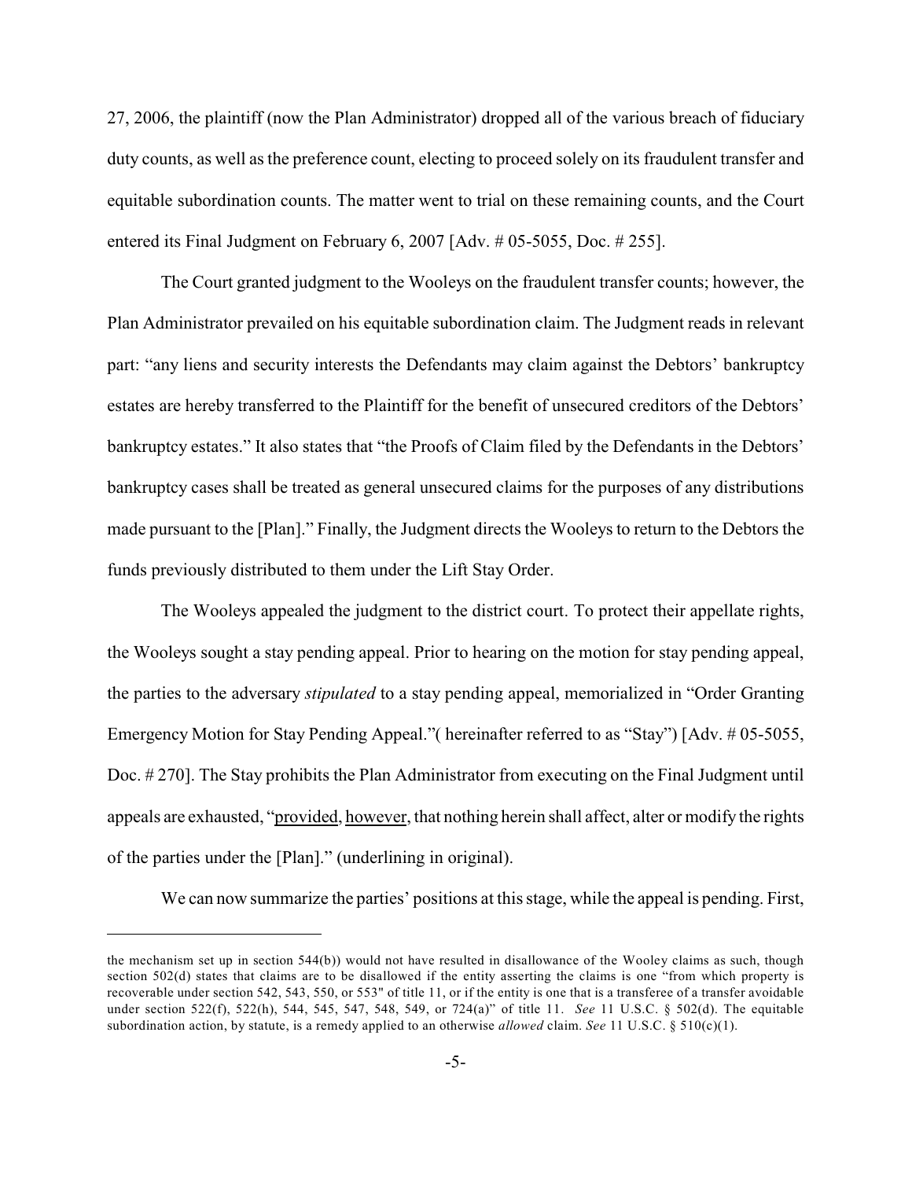27, 2006, the plaintiff (now the Plan Administrator) dropped all of the various breach of fiduciary duty counts, as well as the preference count, electing to proceed solely on its fraudulent transfer and equitable subordination counts. The matter went to trial on these remaining counts, and the Court entered its Final Judgment on February 6, 2007 [Adv. # 05-5055, Doc. # 255].

The Court granted judgment to the Wooleys on the fraudulent transfer counts; however, the Plan Administrator prevailed on his equitable subordination claim. The Judgment reads in relevant part: "any liens and security interests the Defendants may claim against the Debtors' bankruptcy estates are hereby transferred to the Plaintiff for the benefit of unsecured creditors of the Debtors' bankruptcy estates." It also states that "the Proofs of Claim filed by the Defendants in the Debtors' bankruptcy cases shall be treated as general unsecured claims for the purposes of any distributions made pursuant to the [Plan]." Finally, the Judgment directs the Wooleys to return to the Debtors the funds previously distributed to them under the Lift Stay Order.

The Wooleys appealed the judgment to the district court. To protect their appellate rights, the Wooleys sought a stay pending appeal. Prior to hearing on the motion for stay pending appeal, the parties to the adversary *stipulated* to a stay pending appeal, memorialized in "Order Granting Emergency Motion for Stay Pending Appeal."( hereinafter referred to as "Stay") [Adv. # 05-5055, Doc. # 270]. The Stay prohibits the Plan Administrator from executing on the Final Judgment until appeals are exhausted, "provided, however, that nothing herein shall affect, alter or modify the rights of the parties under the [Plan]." (underlining in original).

We can now summarize the parties' positions at this stage, while the appeal is pending. First,

---

the mechanism set up in section 544(b)) would not have resulted in disallowance of the Wooley claims as such, though section 502(d) states that claims are to be disallowed if the entity asserting the claims is one "from which property is recoverable under section 542, 543, 550, or 553" of title 11, or if the entity is one that is a transferee of a transfer avoidable under section 522(f), 522(h), 544, 545, 547, 548, 549, or 724(a)" of title 11. *See* 11 U.S.C. § 502(d). The equitable subordination action, by statute, is a remedy applied to an otherwise *allowed* claim. *See* 11 U.S.C. § 510(c)(1).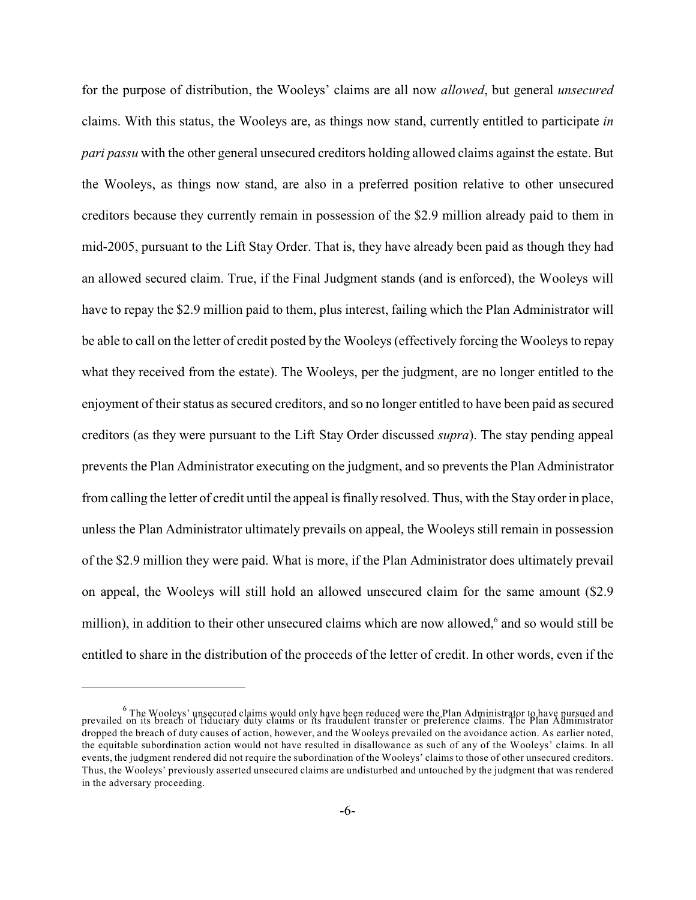for the purpose of distribution, the Wooleys' claims are all now *allowed*, but general *unsecured* claims. With this status, the Wooleys are, as things now stand, currently entitled to participate *in pari passu* with the other general unsecured creditors holding allowed claims against the estate. But the Wooleys, as things now stand, are also in a preferred position relative to other unsecured creditors because they currently remain in possession of the $2.9 million already paid to them in mid-2005, pursuant to the Lift Stay Order. That is, they have already been paid as though they had an allowed secured claim. True, if the Final Judgment stands (and is enforced), the Wooleys will have to repay the $2.9 million paid to them, plus interest, failing which the Plan Administrator will be able to call on the letter of credit posted by the Wooleys (effectively forcing the Wooleys to repay what they received from the estate). The Wooleys, per the judgment, are no longer entitled to the enjoyment of their status as secured creditors, and so no longer entitled to have been paid as secured creditors (as they were pursuant to the Lift Stay Order discussed *supra*). The stay pending appeal prevents the Plan Administrator executing on the judgment, and so prevents the Plan Administrator from calling the letter of credit until the appeal is finally resolved. Thus, with the Stay order in place, unless the Plan Administrator ultimately prevails on appeal, the Wooleys still remain in possession of the $2.9 million they were paid. What is more, if the Plan Administrator does ultimately prevail on appeal, the Wooleys will still hold an allowed unsecured claim for the same amount ($2.9 million), in addition to their other unsecured claims which are now allowed,[6] and so would still be entitled to share in the distribution of the proceeds of the letter of credit. In other words, even if the

---

[6] The Wooleys' unsecured claims would only have been reduced were the Plan Administrator to have pursued and prevailed on its breach of fiduciary duty claims or its fraudulent transfer or preference claims. The Plan Administrator dropped the breach of duty causes of action, however, and the Wooleys prevailed on the avoidance action. As earlier noted, the equitable subordination action would not have resulted in disallowance as such of any of the Wooleys' claims. In all events, the judgment rendered did not require the subordination of the Wooleys' claims to those of other unsecured creditors. Thus, the Wooleys' previously asserted unsecured claims are undisturbed and untouched by the judgment that was rendered in the adversary proceeding.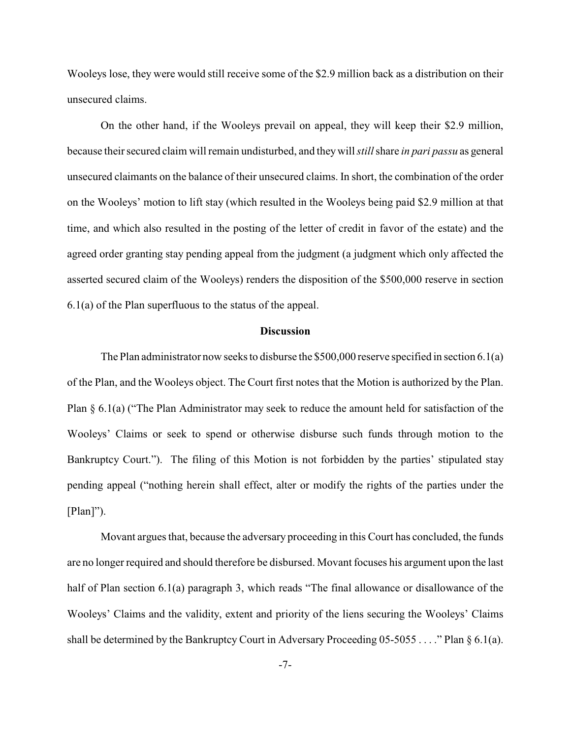Wooleys lose, they were would still receive some of the $2.9 million back as a distribution on their unsecured claims.

On the other hand, if the Wooleys prevail on appeal, they will keep their $2.9 million, because their secured claim will remain undisturbed, and they will *still* share *in pari passu* as general unsecured claimants on the balance of their unsecured claims. In short, the combination of the order on the Wooleys' motion to lift stay (which resulted in the Wooleys being paid $2.9 million at that time, and which also resulted in the posting of the letter of credit in favor of the estate) and the agreed order granting stay pending appeal from the judgment (a judgment which only affected the asserted secured claim of the Wooleys) renders the disposition of the $500,000 reserve in section 6.1(a) of the Plan superfluous to the status of the appeal.

**Discussion**

The Plan administrator now seeks to disburse the $500,000 reserve specified in section 6.1(a) of the Plan, and the Wooleys object. The Court first notes that the Motion is authorized by the Plan. Plan § 6.1(a) ("The Plan Administrator may seek to reduce the amount held for satisfaction of the Wooleys' Claims or seek to spend or otherwise disburse such funds through motion to the Bankruptcy Court."). The filing of this Motion is not forbidden by the parties' stipulated stay pending appeal ("nothing herein shall effect, alter or modify the rights of the parties under the [Plan]").

Movant argues that, because the adversary proceeding in this Court has concluded, the funds are no longer required and should therefore be disbursed. Movant focuses his argument upon the last half of Plan section 6.1(a) paragraph 3, which reads "The final allowance or disallowance of the Wooleys' Claims and the validity, extent and priority of the liens securing the Wooleys' Claims shall be determined by the Bankruptcy Court in Adversary Proceeding 05-5055 . . . ." Plan § 6.1(a).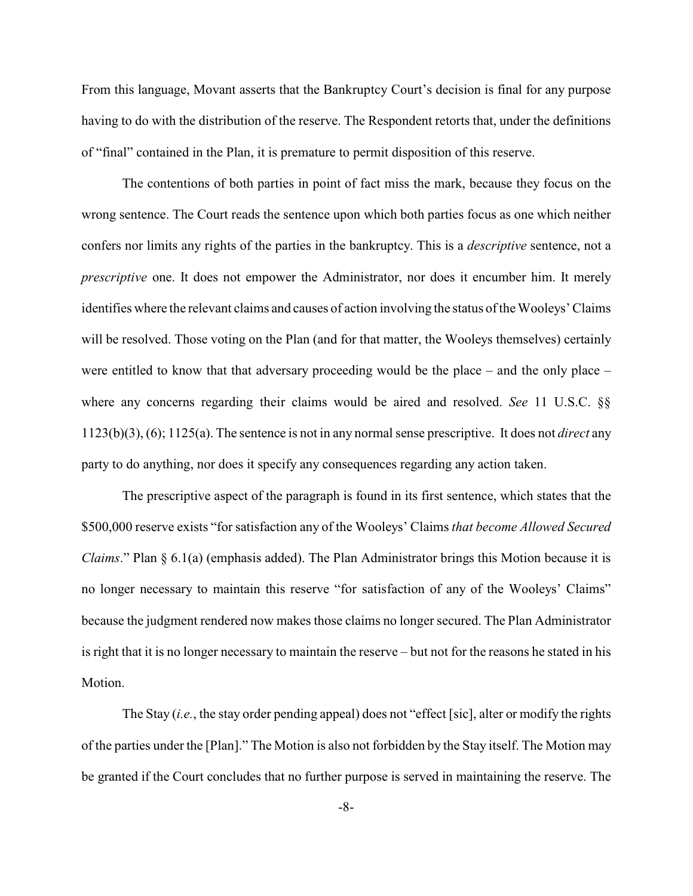From this language, Movant asserts that the Bankruptcy Court's decision is final for any purpose having to do with the distribution of the reserve. The Respondent retorts that, under the definitions of "final" contained in the Plan, it is premature to permit disposition of this reserve.

The contentions of both parties in point of fact miss the mark, because they focus on the wrong sentence. The Court reads the sentence upon which both parties focus as one which neither confers nor limits any rights of the parties in the bankruptcy. This is a *descriptive* sentence, not a *prescriptive* one. It does not empower the Administrator, nor does it encumber him. It merely identifies where the relevant claims and causes of action involving the status of the Wooleys' Claims will be resolved. Those voting on the Plan (and for that matter, the Wooleys themselves) certainly were entitled to know that that adversary proceeding would be the place – and the only place – where any concerns regarding their claims would be aired and resolved. *See* 11 U.S.C. §§ 1123(b)(3), (6); 1125(a). The sentence is not in any normal sense prescriptive. It does not *direct* any party to do anything, nor does it specify any consequences regarding any action taken.

The prescriptive aspect of the paragraph is found in its first sentence, which states that the $500,000 reserve exists "for satisfaction any of the Wooleys' Claims *that become Allowed Secured Claims*." Plan § 6.1(a) (emphasis added). The Plan Administrator brings this Motion because it is no longer necessary to maintain this reserve "for satisfaction of any of the Wooleys' Claims" because the judgment rendered now makes those claims no longer secured. The Plan Administrator is right that it is no longer necessary to maintain the reserve – but not for the reasons he stated in his Motion.

The Stay (*i.e.*, the stay order pending appeal) does not "effect [sic], alter or modify the rights of the parties under the [Plan]." The Motion is also not forbidden by the Stay itself. The Motion may be granted if the Court concludes that no further purpose is served in maintaining the reserve. The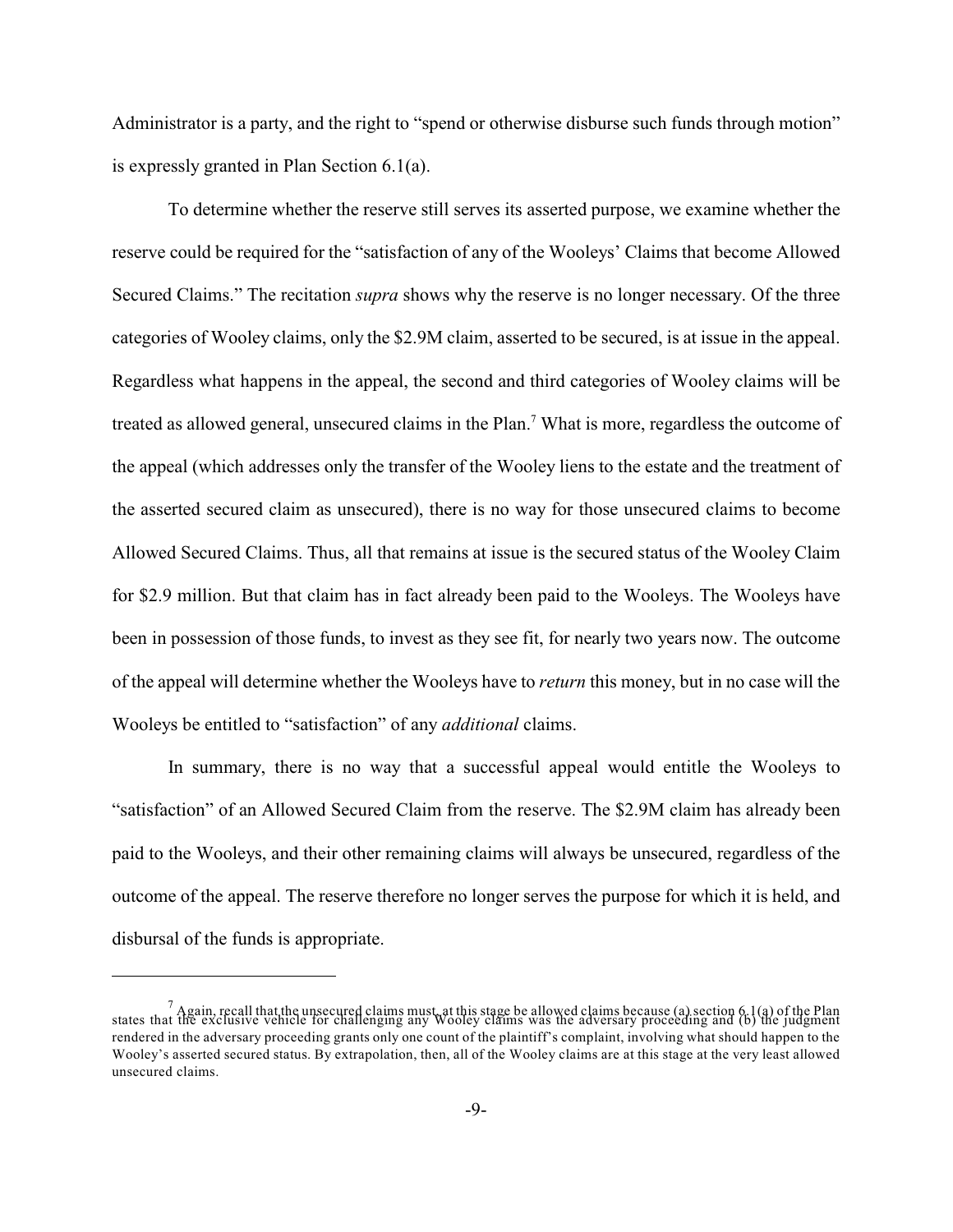Administrator is a party, and the right to "spend or otherwise disburse such funds through motion" is expressly granted in Plan Section 6.1(a).

To determine whether the reserve still serves its asserted purpose, we examine whether the reserve could be required for the "satisfaction of any of the Wooleys' Claims that become Allowed Secured Claims." The recitation *supra* shows why the reserve is no longer necessary. Of the three categories of Wooley claims, only the \$2.9M claim, asserted to be secured, is at issue in the appeal. Regardless what happens in the appeal, the second and third categories of Wooley claims will be treated as allowed general, unsecured claims in the Plan.[7] What is more, regardless the outcome of the appeal (which addresses only the transfer of the Wooley liens to the estate and the treatment of the asserted secured claim as unsecured), there is no way for those unsecured claims to become Allowed Secured Claims. Thus, all that remains at issue is the secured status of the Wooley Claim for \$2.9 million. But that claim has in fact already been paid to the Wooleys. The Wooleys have been in possession of those funds, to invest as they see fit, for nearly two years now. The outcome of the appeal will determine whether the Wooleys have to *return* this money, but in no case will the Wooleys be entitled to "satisfaction" of any *additional* claims.

In summary, there is no way that a successful appeal would entitle the Wooleys to "satisfaction" of an Allowed Secured Claim from the reserve. The \$2.9M claim has already been paid to the Wooleys, and their other remaining claims will always be unsecured, regardless of the outcome of the appeal. The reserve therefore no longer serves the purpose for which it is held, and disbursal of the funds is appropriate.

---

[7] Again, recall that the unsecured claims must, at this stage be allowed claims because (a) section 6.1(a) of the Plan states that the exclusive vehicle for challenging any Wooley claims was the adversary proceeding and (b) the judgment rendered in the adversary proceeding grants only one count of the plaintiff's complaint, involving what should happen to the Wooley's asserted secured status. By extrapolation, then, all of the Wooley claims are at this stage at the very least allowed unsecured claims.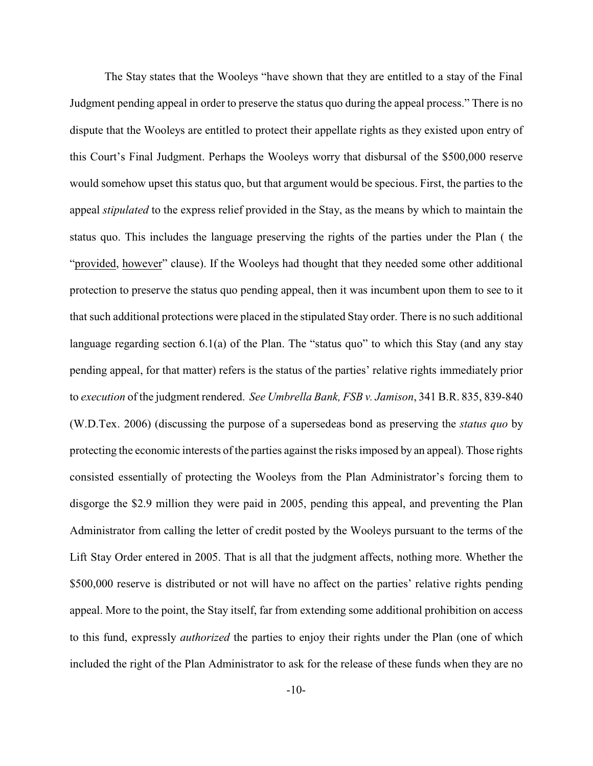The Stay states that the Wooleys "have shown that they are entitled to a stay of the Final Judgment pending appeal in order to preserve the status quo during the appeal process." There is no dispute that the Wooleys are entitled to protect their appellate rights as they existed upon entry of this Court's Final Judgment. Perhaps the Wooleys worry that disbursal of the $500,000 reserve would somehow upset this status quo, but that argument would be specious. First, the parties to the appeal *stipulated* to the express relief provided in the Stay, as the means by which to maintain the status quo. This includes the language preserving the rights of the parties under the Plan ( the "provided, however" clause). If the Wooleys had thought that they needed some other additional protection to preserve the status quo pending appeal, then it was incumbent upon them to see to it that such additional protections were placed in the stipulated Stay order. There is no such additional language regarding section 6.1(a) of the Plan. The "status quo" to which this Stay (and any stay pending appeal, for that matter) refers is the status of the parties' relative rights immediately prior to *execution* of the judgment rendered. *See Umbrella Bank, FSB v. Jamison*, 341 B.R. 835, 839-840 (W.D.Tex. 2006) (discussing the purpose of a supersedeas bond as preserving the *status quo* by protecting the economic interests of the parties against the risks imposed by an appeal). Those rights consisted essentially of protecting the Wooleys from the Plan Administrator's forcing them to disgorge the $2.9 million they were paid in 2005, pending this appeal, and preventing the Plan Administrator from calling the letter of credit posted by the Wooleys pursuant to the terms of the Lift Stay Order entered in 2005. That is all that the judgment affects, nothing more. Whether the $500,000 reserve is distributed or not will have no affect on the parties' relative rights pending appeal. More to the point, the Stay itself, far from extending some additional prohibition on access to this fund, expressly *authorized* the parties to enjoy their rights under the Plan (one of which included the right of the Plan Administrator to ask for the release of these funds when they are no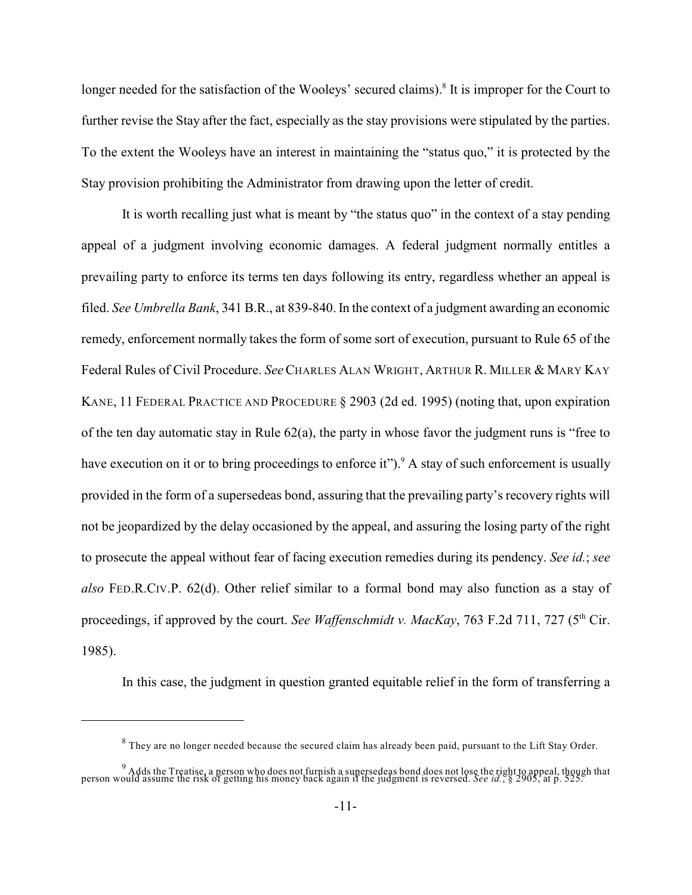longer needed for the satisfaction of the Wooleys' secured claims).[8] It is improper for the Court to further revise the Stay after the fact, especially as the stay provisions were stipulated by the parties. To the extent the Wooleys have an interest in maintaining the "status quo," it is protected by the Stay provision prohibiting the Administrator from drawing upon the letter of credit.

It is worth recalling just what is meant by "the status quo" in the context of a stay pending appeal of a judgment involving economic damages. A federal judgment normally entitles a prevailing party to enforce its terms ten days following its entry, regardless whether an appeal is filed. *See Umbrella Bank*, 341 B.R., at 839-840. In the context of a judgment awarding an economic remedy, enforcement normally takes the form of some sort of execution, pursuant to Rule 65 of the Federal Rules of Civil Procedure. *See* CHARLES ALAN WRIGHT, ARTHUR R. MILLER & MARY KAY KANE, 11 FEDERAL PRACTICE AND PROCEDURE § 2903 (2d ed. 1995) (noting that, upon expiration of the ten day automatic stay in Rule 62(a), the party in whose favor the judgment runs is "free to have execution on it or to bring proceedings to enforce it").[9] A stay of such enforcement is usually provided in the form of a supersedeas bond, assuring that the prevailing party's recovery rights will not be jeopardized by the delay occasioned by the appeal, and assuring the losing party of the right to prosecute the appeal without fear of facing execution remedies during its pendency. *See id.*; *see also* FED.R.CIV.P. 62(d). Other relief similar to a formal bond may also function as a stay of proceedings, if approved by the court. *See Waffenschmidt v. MacKay*, 763 F.2d 711, 727 (5th Cir. 1985).

In this case, the judgment in question granted equitable relief in the form of transferring a

---

[8] They are no longer needed because the secured claim has already been paid, pursuant to the Lift Stay Order.

[9] Adds the Treatise, a person who does not furnish a supersedeas bond does not lose the right to appeal, though that person would assume the risk of getting his money back again if the judgment is reversed. *See id.*, § 2905, at p. 525.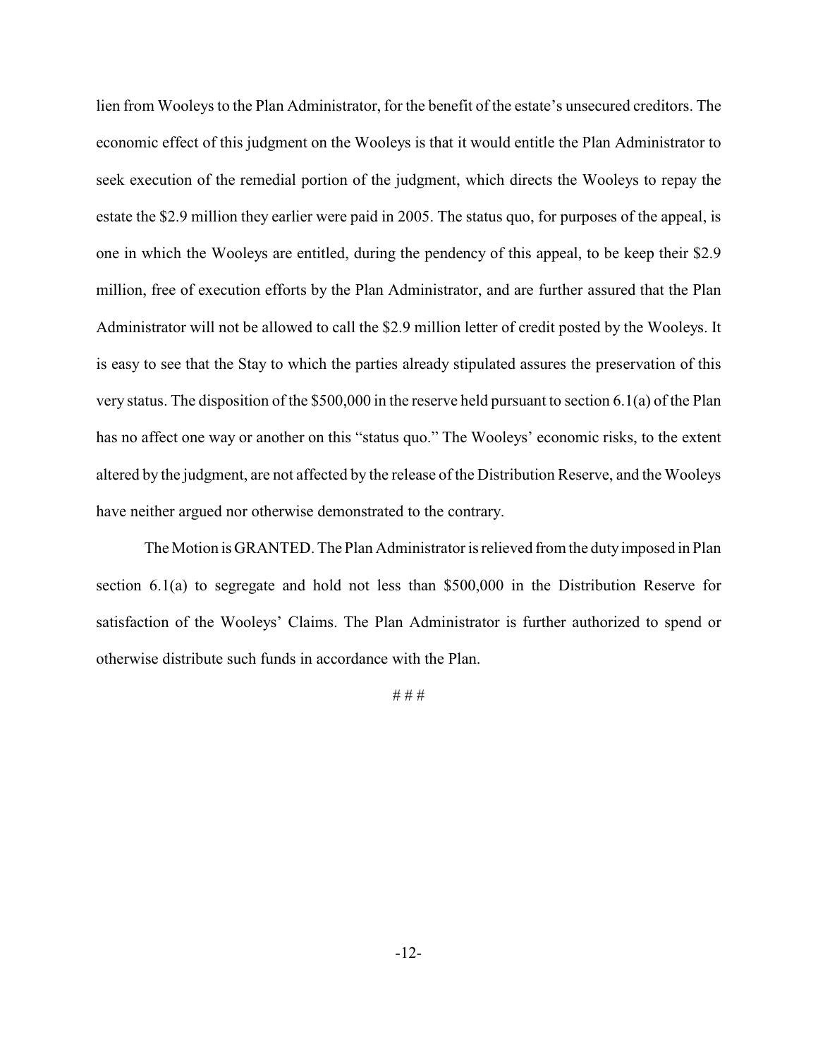lien from Wooleys to the Plan Administrator, for the benefit of the estate's unsecured creditors. The economic effect of this judgment on the Wooleys is that it would entitle the Plan Administrator to seek execution of the remedial portion of the judgment, which directs the Wooleys to repay the estate the $2.9 million they earlier were paid in 2005. The status quo, for purposes of the appeal, is one in which the Wooleys are entitled, during the pendency of this appeal, to be keep their $2.9 million, free of execution efforts by the Plan Administrator, and are further assured that the Plan Administrator will not be allowed to call the $2.9 million letter of credit posted by the Wooleys. It is easy to see that the Stay to which the parties already stipulated assures the preservation of this very status. The disposition of the $500,000 in the reserve held pursuant to section 6.1(a) of the Plan has no affect one way or another on this "status quo." The Wooleys' economic risks, to the extent altered by the judgment, are not affected by the release of the Distribution Reserve, and the Wooleys have neither argued nor otherwise demonstrated to the contrary.

The Motion is GRANTED. The Plan Administrator is relieved from the duty imposed in Plan section 6.1(a) to segregate and hold not less than $500,000 in the Distribution Reserve for satisfaction of the Wooleys' Claims. The Plan Administrator is further authorized to spend or otherwise distribute such funds in accordance with the Plan.

# # #